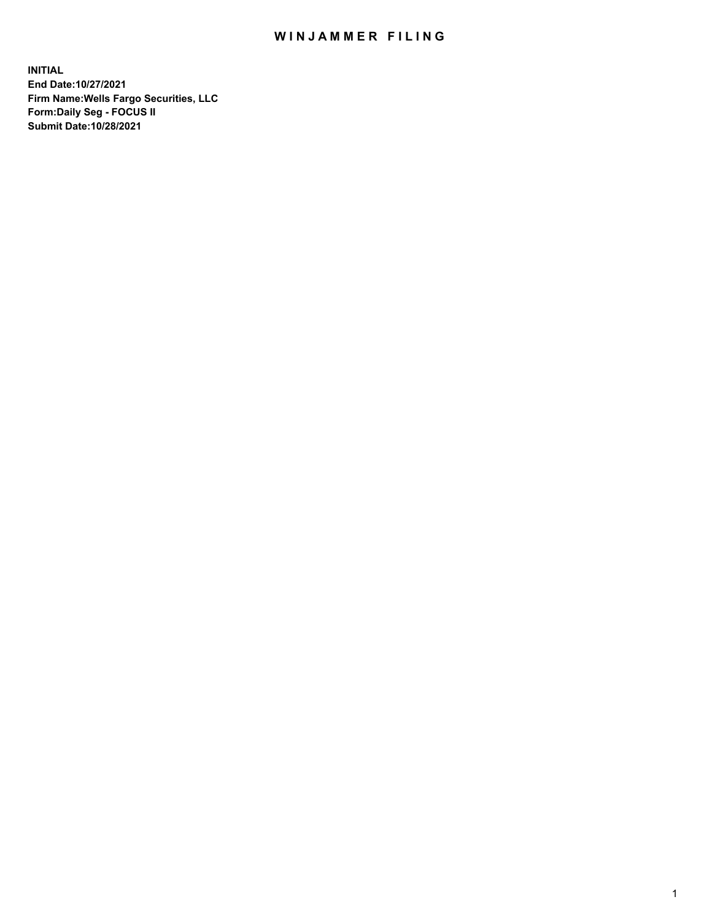# WINJAMMER FILING

**INITIAL**
**End Date:10/27/2021**
**Firm Name:Wells Fargo Securities, LLC**
**Form:Daily Seg - FOCUS II**
**Submit Date:10/28/2021**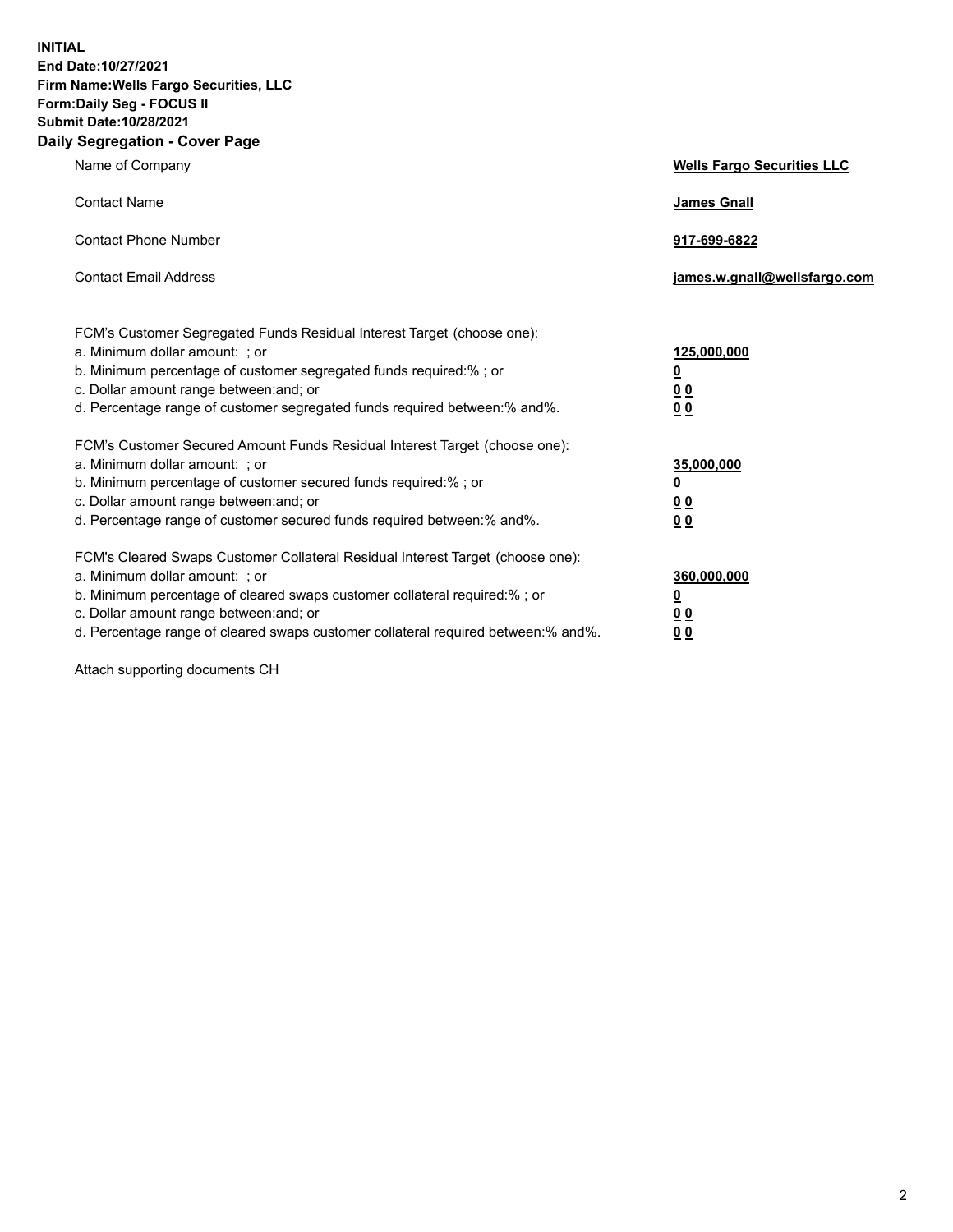**INITIAL**
**End Date:10/27/2021**
**Firm Name:Wells Fargo Securities, LLC**
**Form:Daily Seg - FOCUS II**
**Submit Date:10/28/2021**

## Daily Segregation - Cover Page

| | |
|---|---|
| Name of Company | **Wells Fargo Securities LLC** |
| Contact Name | **James Gnall** |
| Contact Phone Number | **917-699-6822** |
| Contact Email Address | **james.w.gnall@wellsfargo.com** |

| | |
|---|---|
| FCM's Customer Segregated Funds Residual Interest Target (choose one): | |
| a. Minimum dollar amount: ; or | **125,000,000** |
| b. Minimum percentage of customer segregated funds required:% ; or | **0** |
| c. Dollar amount range between:and; or | **0 0** |
| d. Percentage range of customer segregated funds required between:% and%. | **0 0** |
| FCM's Customer Secured Amount Funds Residual Interest Target (choose one): | |
| a. Minimum dollar amount: ; or | **35,000,000** |
| b. Minimum percentage of customer secured funds required:% ; or | **0** |
| c. Dollar amount range between:and; or | **0 0** |
| d. Percentage range of customer secured funds required between:% and%. | **0 0** |
| FCM's Cleared Swaps Customer Collateral Residual Interest Target (choose one): | |
| a. Minimum dollar amount: ; or | **360,000,000** |
| b. Minimum percentage of cleared swaps customer collateral required:% ; or | **0** |
| c. Dollar amount range between:and; or | **0 0** |
| d. Percentage range of cleared swaps customer collateral required between:% and%. | **0 0** |

Attach supporting documents CH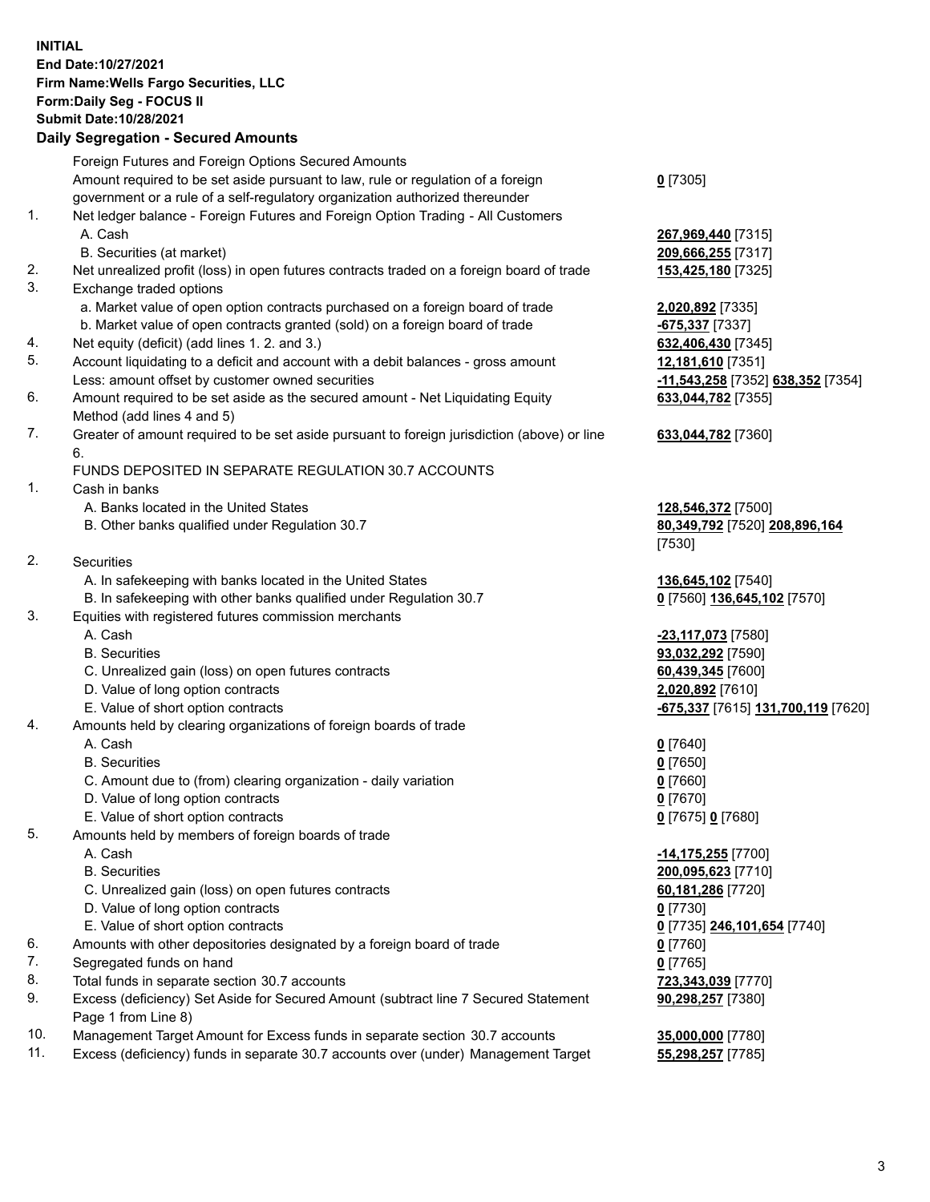**INITIAL**
**End Date:10/27/2021**
**Firm Name:Wells Fargo Securities, LLC**
**Form:Daily Seg - FOCUS II**
**Submit Date:10/28/2021**

## Daily Segregation - Secured Amounts

| | | |
|---|---|---|
| | Foreign Futures and Foreign Options Secured Amounts | |
| | Amount required to be set aside pursuant to law, rule or regulation of a foreign government or a rule of a self-regulatory organization authorized thereunder | **0** [7305] |
| 1. | Net ledger balance - Foreign Futures and Foreign Option Trading - All Customers | |
| | A. Cash | **267,969,440** [7315] |
| | B. Securities (at market) | **209,666,255** [7317] |
| 2. | Net unrealized profit (loss) in open futures contracts traded on a foreign board of trade | **153,425,180** [7325] |
| 3. | Exchange traded options | |
| | a. Market value of open option contracts purchased on a foreign board of trade | **2,020,892** [7335] |
| | b. Market value of open contracts granted (sold) on a foreign board of trade | **-675,337** [7337] |
| 4. | Net equity (deficit) (add lines 1. 2. and 3.) | **632,406,430** [7345] |
| 5. | Account liquidating to a deficit and account with a debit balances - gross amount | **12,181,610** [7351] |
| | Less: amount offset by customer owned securities | **-11,543,258** [7352] **638,352** [7354] |
| 6. | Amount required to be set aside as the secured amount - Net Liquidating Equity Method (add lines 4 and 5) | **633,044,782** [7355] |
| 7. | Greater of amount required to be set aside pursuant to foreign jurisdiction (above) or line 6. | **633,044,782** [7360] |
| | FUNDS DEPOSITED IN SEPARATE REGULATION 30.7 ACCOUNTS | |
| 1. | Cash in banks | |
| | A. Banks located in the United States | **128,546,372** [7500] |
| | B. Other banks qualified under Regulation 30.7 | **80,349,792** [7520] **208,896,164** [7530] |
| 2. | Securities | |
| | A. In safekeeping with banks located in the United States | **136,645,102** [7540] |
| | B. In safekeeping with other banks qualified under Regulation 30.7 | **0** [7560] **136,645,102** [7570] |
| 3. | Equities with registered futures commission merchants | |
| | A. Cash | **-23,117,073** [7580] |
| | B. Securities | **93,032,292** [7590] |
| | C. Unrealized gain (loss) on open futures contracts | **60,439,345** [7600] |
| | D. Value of long option contracts | **2,020,892** [7610] |
| | E. Value of short option contracts | **-675,337** [7615] **131,700,119** [7620] |
| 4. | Amounts held by clearing organizations of foreign boards of trade | |
| | A. Cash | **0** [7640] |
| | B. Securities | **0** [7650] |
| | C. Amount due to (from) clearing organization - daily variation | **0** [7660] |
| | D. Value of long option contracts | **0** [7670] |
| | E. Value of short option contracts | **0** [7675] **0** [7680] |
| 5. | Amounts held by members of foreign boards of trade | |
| | A. Cash | **-14,175,255** [7700] |
| | B. Securities | **200,095,623** [7710] |
| | C. Unrealized gain (loss) on open futures contracts | **60,181,286** [7720] |
| | D. Value of long option contracts | **0** [7730] |
| | E. Value of short option contracts | **0** [7735] **246,101,654** [7740] |
| 6. | Amounts with other depositories designated by a foreign board of trade | **0** [7760] |
| 7. | Segregated funds on hand | **0** [7765] |
| 8. | Total funds in separate section 30.7 accounts | **723,343,039** [7770] |
| 9. | Excess (deficiency) Set Aside for Secured Amount (subtract line 7 Secured Statement Page 1 from Line 8) | **90,298,257** [7380] |
| 10. | Management Target Amount for Excess funds in separate section 30.7 accounts | **35,000,000** [7780] |
| 11. | Excess (deficiency) funds in separate 30.7 accounts over (under) Management Target | **55,298,257** [7785] |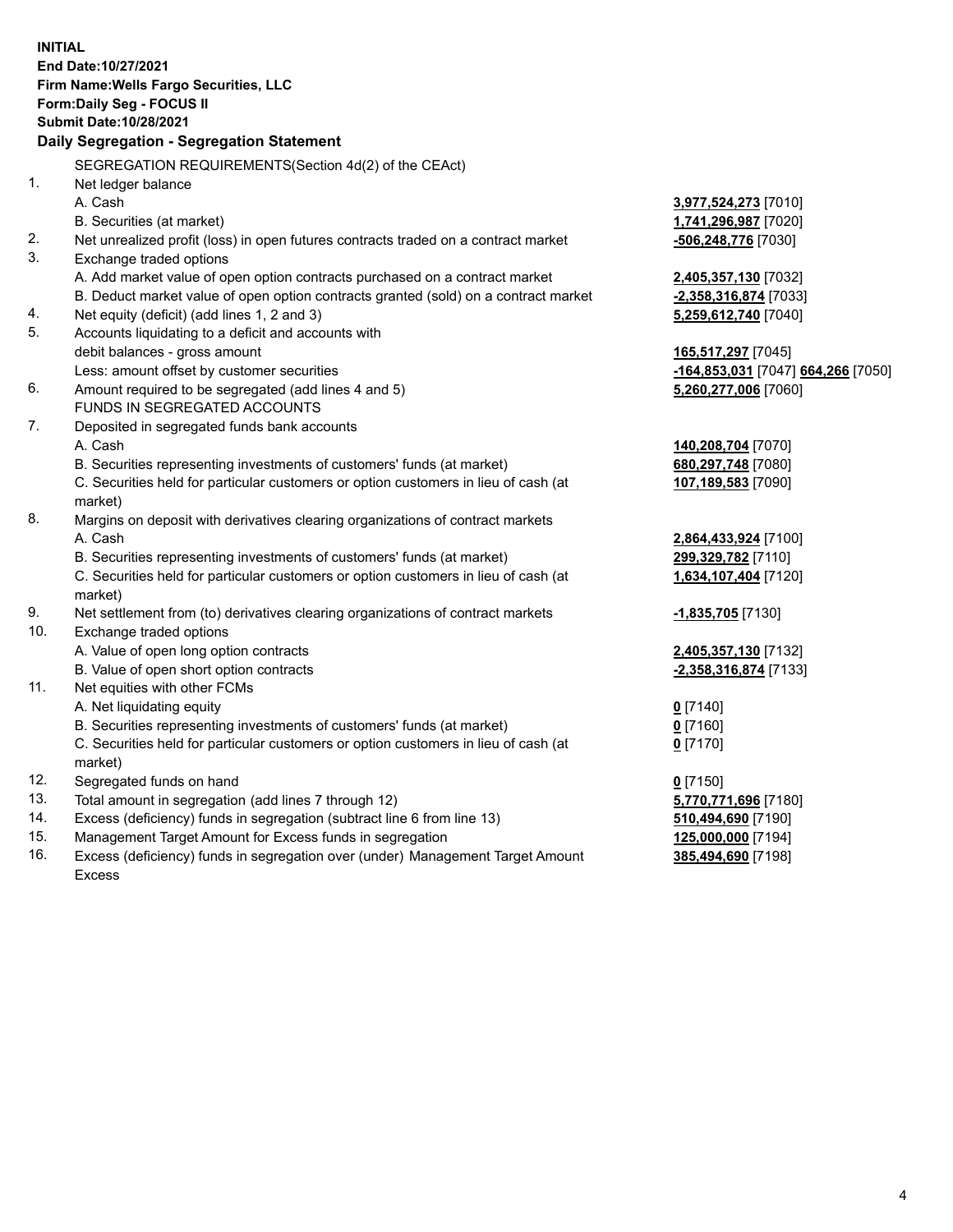**INITIAL**
**End Date:10/27/2021**
**Firm Name:Wells Fargo Securities, LLC**
**Form:Daily Seg - FOCUS II**
**Submit Date:10/28/2021**

**Daily Segregation - Segregation Statement**

SEGREGATION REQUIREMENTS(Section 4d(2) of the CEAct)

| | | |
|---|---|---|
| 1. | Net ledger balance | |
| | A. Cash | **3,977,524,273** [7010] |
| | B. Securities (at market) | **1,741,296,987** [7020] |
| 2. | Net unrealized profit (loss) in open futures contracts traded on a contract market | **-506,248,776** [7030] |
| 3. | Exchange traded options | |
| | A. Add market value of open option contracts purchased on a contract market | **2,405,357,130** [7032] |
| | B. Deduct market value of open option contracts granted (sold) on a contract market | **-2,358,316,874** [7033] |
| 4. | Net equity (deficit) (add lines 1, 2 and 3) | **5,259,612,740** [7040] |
| 5. | Accounts liquidating to a deficit and accounts with | |
| | debit balances - gross amount | **165,517,297** [7045] |
| | Less: amount offset by customer securities | **-164,853,031** [7047] **664,266** [7050] |
| 6. | Amount required to be segregated (add lines 4 and 5) | **5,260,277,006** [7060] |
| | FUNDS IN SEGREGATED ACCOUNTS | |
| 7. | Deposited in segregated funds bank accounts | |
| | A. Cash | **140,208,704** [7070] |
| | B. Securities representing investments of customers' funds (at market) | **680,297,748** [7080] |
| | C. Securities held for particular customers or option customers in lieu of cash (at market) | **107,189,583** [7090] |
| 8. | Margins on deposit with derivatives clearing organizations of contract markets | |
| | A. Cash | **2,864,433,924** [7100] |
| | B. Securities representing investments of customers' funds (at market) | **299,329,782** [7110] |
| | C. Securities held for particular customers or option customers in lieu of cash (at market) | **1,634,107,404** [7120] |
| 9. | Net settlement from (to) derivatives clearing organizations of contract markets | **-1,835,705** [7130] |
| 10. | Exchange traded options | |
| | A. Value of open long option contracts | **2,405,357,130** [7132] |
| | B. Value of open short option contracts | **-2,358,316,874** [7133] |
| 11. | Net equities with other FCMs | |
| | A. Net liquidating equity | **0** [7140] |
| | B. Securities representing investments of customers' funds (at market) | **0** [7160] |
| | C. Securities held for particular customers or option customers in lieu of cash (at market) | **0** [7170] |
| 12. | Segregated funds on hand | **0** [7150] |
| 13. | Total amount in segregation (add lines 7 through 12) | **5,770,771,696** [7180] |
| 14. | Excess (deficiency) funds in segregation (subtract line 6 from line 13) | **510,494,690** [7190] |
| 15. | Management Target Amount for Excess funds in segregation | **125,000,000** [7194] |
| 16. | Excess (deficiency) funds in segregation over (under) Management Target Amount Excess | **385,494,690** [7198] |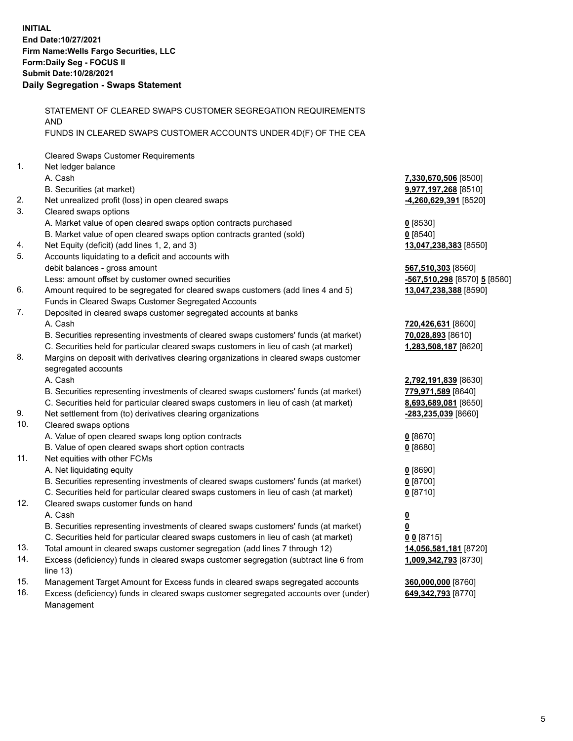**INITIAL**
**End Date:10/27/2021**
**Firm Name:Wells Fargo Securities, LLC**
**Form:Daily Seg - FOCUS II**
**Submit Date:10/28/2021**
**Daily Segregation - Swaps Statement**

STATEMENT OF CLEARED SWAPS CUSTOMER SEGREGATION REQUIREMENTS AND FUNDS IN CLEARED SWAPS CUSTOMER ACCOUNTS UNDER 4D(F) OF THE CEA

| | | |
|---|---|---|
| | Cleared Swaps Customer Requirements | |
| 1. | Net ledger balance | |
| | A. Cash | **7,330,670,506** [8500] |
| | B. Securities (at market) | **9,977,197,268** [8510] |
| 2. | Net unrealized profit (loss) in open cleared swaps | **-4,260,629,391** [8520] |
| 3. | Cleared swaps options | |
| | A. Market value of open cleared swaps option contracts purchased | **0** [8530] |
| | B. Market value of open cleared swaps option contracts granted (sold) | **0** [8540] |
| 4. | Net Equity (deficit) (add lines 1, 2, and 3) | **13,047,238,383** [8550] |
| 5. | Accounts liquidating to a deficit and accounts with debit balances - gross amount | **567,510,303** [8560] |
| | Less: amount offset by customer owned securities | **-567,510,298** [8570] **5** [8580] |
| 6. | Amount required to be segregated for cleared swaps customers (add lines 4 and 5) | **13,047,238,388** [8590] |
| | Funds in Cleared Swaps Customer Segregated Accounts | |
| 7. | Deposited in cleared swaps customer segregated accounts at banks | |
| | A. Cash | **720,426,631** [8600] |
| | B. Securities representing investments of cleared swaps customers' funds (at market) | **70,028,893** [8610] |
| | C. Securities held for particular cleared swaps customers in lieu of cash (at market) | **1,283,508,187** [8620] |
| 8. | Margins on deposit with derivatives clearing organizations in cleared swaps customer segregated accounts | |
| | A. Cash | **2,792,191,839** [8630] |
| | B. Securities representing investments of cleared swaps customers' funds (at market) | **779,971,589** [8640] |
| | C. Securities held for particular cleared swaps customers in lieu of cash (at market) | **8,693,689,081** [8650] |
| 9. | Net settlement from (to) derivatives clearing organizations | **-283,235,039** [8660] |
| 10. | Cleared swaps options | |
| | A. Value of open cleared swaps long option contracts | **0** [8670] |
| | B. Value of open cleared swaps short option contracts | **0** [8680] |
| 11. | Net equities with other FCMs | |
| | A. Net liquidating equity | **0** [8690] |
| | B. Securities representing investments of cleared swaps customers' funds (at market) | **0** [8700] |
| | C. Securities held for particular cleared swaps customers in lieu of cash (at market) | **0** [8710] |
| 12. | Cleared swaps customer funds on hand | |
| | A. Cash | **0** |
| | B. Securities representing investments of cleared swaps customers' funds (at market) | **0** |
| | C. Securities held for particular cleared swaps customers in lieu of cash (at market) | **0** **0** [8715] |
| 13. | Total amount in cleared swaps customer segregation (add lines 7 through 12) | **14,056,581,181** [8720] |
| 14. | Excess (deficiency) funds in cleared swaps customer segregation (subtract line 6 from line 13) | **1,009,342,793** [8730] |
| 15. | Management Target Amount for Excess funds in cleared swaps segregated accounts | **360,000,000** [8760] |
| 16. | Excess (deficiency) funds in cleared swaps customer segregated accounts over (under) Management | **649,342,793** [8770] |